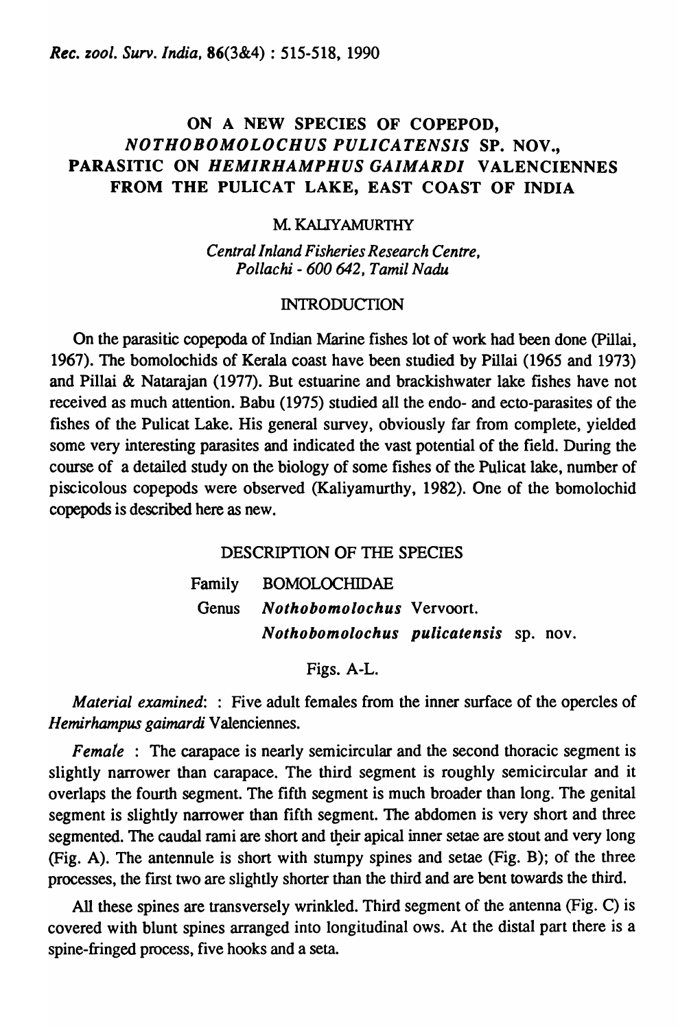# ON A NEW SPECIES OF COPEPOD, *NOTHOBOMOLOCHUS PULICATENSIS* SP. NOV., PARASITIC ON *HEMIRHAMPHUS GAIMARDI* VALENCIENNES FROM THE PULICAT LAKE, EAST COAST OF INDIA

M. KALIYAMURTHY

*Central Inland Fisheries Research Centre, Pollachi - 600 642, Tamil Nadu*

## INTRODUCTION

On the parasitic copepoda of Indian Marine fishes lot of work had been done (Pillai, 1967). The bomolochids of Kerala coast have been studied by Pillai (1965 and 1973) and Pillai & Natarajan (1977). But estuarine and brackishwater lake fishes have not received as much attention. Babu (1975) studied all the endo- and ecto-parasites of the fishes of the Pulicat Lake. His general survey, obviously far from complete, yielded some very interesting parasites and indicated the vast potential of the field. During the course of a detailed study on the biology of some fishes of the Pulicat lake, number of piscicolous copepods were observed (Kaliyamurthy, 1982). One of the bomolochid copepods is described here as new.

## DESCRIPTION OF THE SPECIES

Family BOMOLOCHIDAE

Genus ***Nothobomolochus*** Vervoort.

***Nothobomolochus pulicatensis*** sp. nov.

Figs. A-L.

*Material examined*: : Five adult females from the inner surface of the opercles of *Hemirhampus gaimardi* Valenciennes.

*Female* : The carapace is nearly semicircular and the second thoracic segment is slightly narrower than carapace. The third segment is roughly semicircular and it overlaps the fourth segment. The fifth segment is much broader than long. The genital segment is slightly narrower than fifth segment. The abdomen is very short and three segmented. The caudal rami are short and their apical inner setae are stout and very long (Fig. A). The antennule is short with stumpy spines and setae (Fig. B); of the three processes, the first two are slightly shorter than the third and are bent towards the third.

All these spines are transversely wrinkled. Third segment of the antenna (Fig. C) is covered with blunt spines arranged into longitudinal ows. At the distal part there is a spine-fringed process, five hooks and a seta.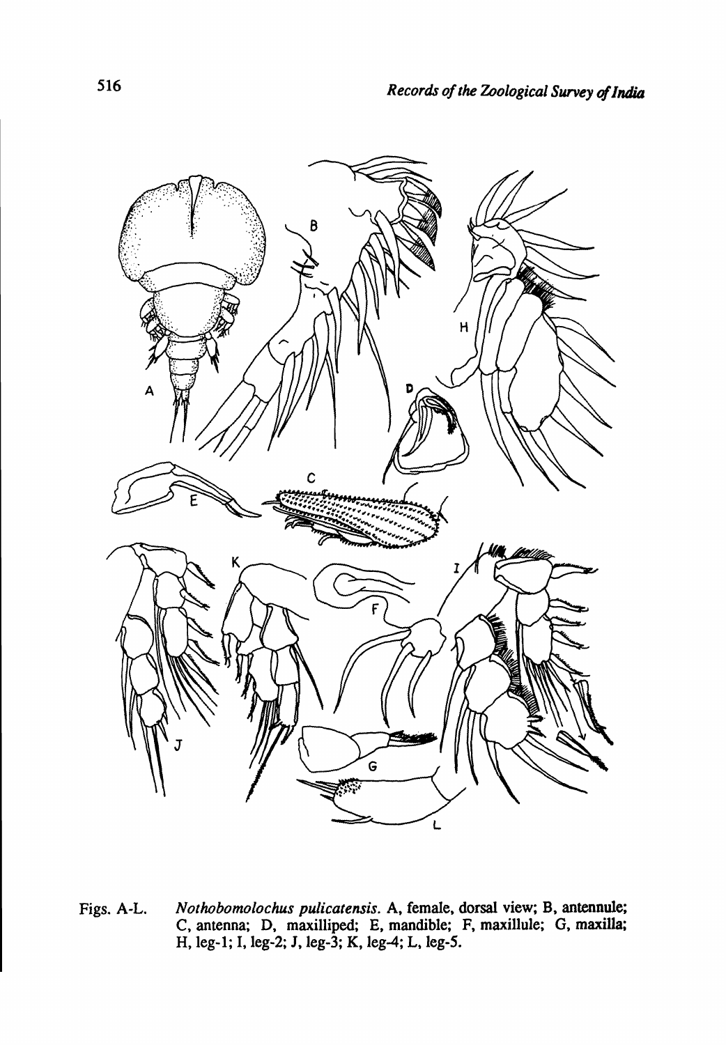Figs. A-L. *Nothobomolochus pulicatensis*. A, female, dorsal view; B, antennule; C, antenna; D, maxilliped; E, mandible; F, maxillule; G, maxilla; H, leg-1; I, leg-2; J, leg-3; K, leg-4; L, leg-5.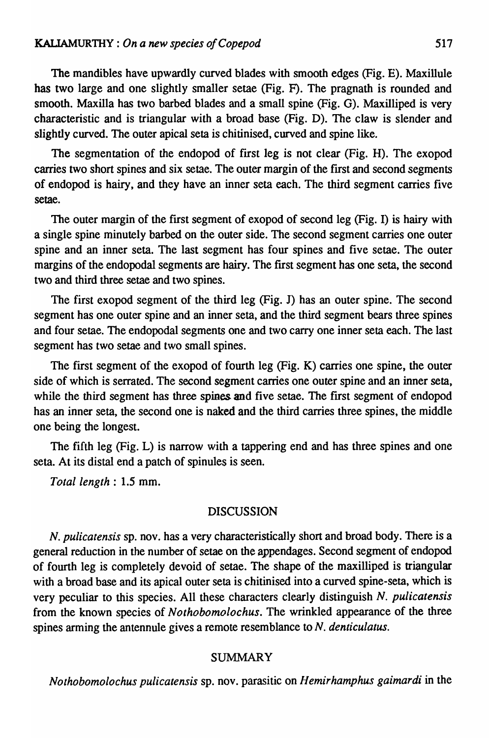The mandibles have upwardly curved blades with smooth edges (Fig. E). Maxillule has two large and one slightly smaller setae (Fig. F). The pragnath is rounded and smooth. Maxilla has two barbed blades and a small spine (Fig. G). Maxilliped is very characteristic and is triangular with a broad base (Fig. D). The claw is slender and slightly curved. The outer apical seta is chitinised, curved and spine like.

The segmentation of the endopod of first leg is not clear (Fig. H). The exopod carries two short spines and six setae. The outer margin of the first and second segments of endopod is hairy, and they have an inner seta each. The third segment carries five setae.

The outer margin of the first segment of exopod of second leg (Fig. I) is hairy with a single spine minutely barbed on the outer side. The second segment carries one outer spine and an inner seta. The last segment has four spines and five setae. The outer margins of the endopodal segments are hairy. The first segment has one seta, the second two and third three setae and two spines.

The first exopod segment of the third leg (Fig. J) has an outer spine. The second segment has one outer spine and an inner seta, and the third segment bears three spines and four setae. The endopodal segments one and two carry one inner seta each. The last segment has two setae and two small spines.

The first segment of the exopod of fourth leg (Fig. K) carries one spine, the outer side of which is serrated. The second segment carries one outer spine and an inner seta, while the third segment has three spines and five setae. The first segment of endopod has an inner seta, the second one is naked and the third carries three spines, the middle one being the longest.

The fifth leg (Fig. L) is narrow with a tappering end and has three spines and one seta. At its distal end a patch of spinules is seen.

*Total length* : 1.5 mm.

## DISCUSSION

*N. pulicatensis* sp. nov. has a very characteristically short and broad body. There is a general reduction in the number of setae on the appendages. Second segment of endopod of fourth leg is completely devoid of setae. The shape of the maxilliped is triangular with a broad base and its apical outer seta is chitinised into a curved spine-seta, which is very peculiar to this species. All these characters clearly distinguish *N. pulicatensis* from the known species of *Nothobomolochus*. The wrinkled appearance of the three spines arming the antennule gives a remote resemblance to *N. denticulatus*.

## SUMMARY

*Nothobomolochus pulicatensis* sp. nov. parasitic on *Hemirhamphus gaimardi* in the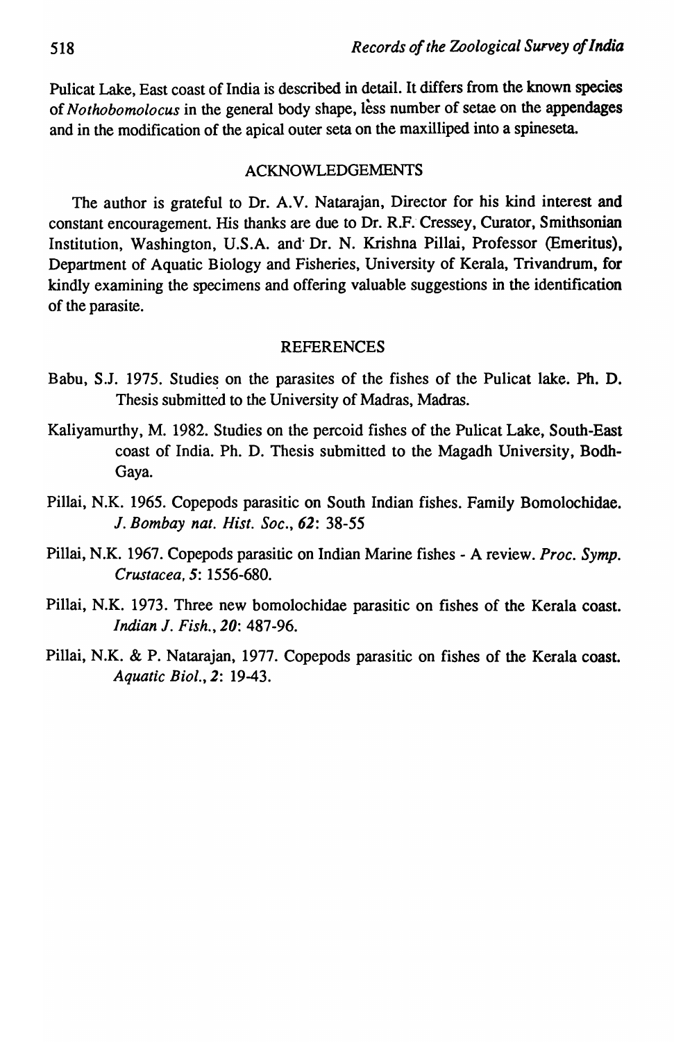Pulicat Lake, East coast of India is described in detail. It differs from the known species of *Nothobomolocus* in the general body shape, less number of setae on the appendages and in the modification of the apical outer seta on the maxilliped into a spineseta.

## ACKNOWLEDGEMENTS

The author is grateful to Dr. A.V. Natarajan, Director for his kind interest and constant encouragement. His thanks are due to Dr. R.F. Cressey, Curator, Smithsonian Institution, Washington, U.S.A. and Dr. N. Krishna Pillai, Professor (Emeritus), Department of Aquatic Biology and Fisheries, University of Kerala, Trivandrum, for kindly examining the specimens and offering valuable suggestions in the identification of the parasite.

## REFERENCES

Babu, S.J. 1975. Studies on the parasites of the fishes of the Pulicat lake. Ph. D. Thesis submitted to the University of Madras, Madras.

Kaliyamurthy, M. 1982. Studies on the percoid fishes of the Pulicat Lake, South-East coast of India. Ph. D. Thesis submitted to the Magadh University, Bodh-Gaya.

Pillai, N.K. 1965. Copepods parasitic on South Indian fishes. Family Bomolochidae. *J. Bombay nat. Hist. Soc.*, ***62***: 38-55

Pillai, N.K. 1967. Copepods parasitic on Indian Marine fishes - A review. *Proc. Symp. Crustacea*, ***5***: 1556-680.

Pillai, N.K. 1973. Three new bomolochidae parasitic on fishes of the Kerala coast. *Indian J. Fish.*, ***20***: 487-96.

Pillai, N.K. & P. Natarajan, 1977. Copepods parasitic on fishes of the Kerala coast. *Aquatic Biol.*, ***2***: 19-43.